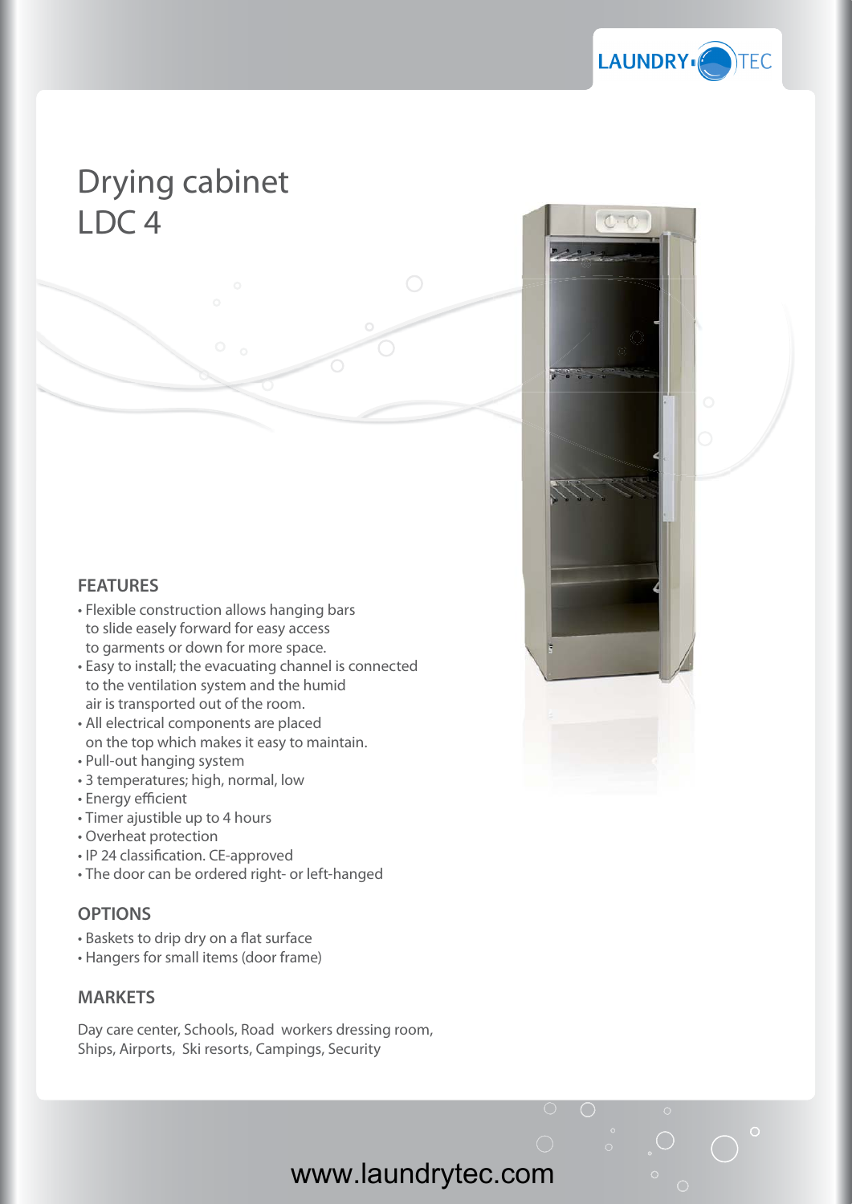LAUNDRY TEC

# Drying cabinet
# LDC 4

## FEATURES

- Flexible construction allows hanging bars to slide easely forward for easy access to garments or down for more space.
- Easy to install; the evacuating channel is connected to the ventilation system and the humid air is transported out of the room.
- All electrical components are placed on the top which makes it easy to maintain.
- Pull-out hanging system
- 3 temperatures; high, normal, low
- Energy efficient
- Timer ajustible up to 4 hours
- Overheat protection
- IP 24 classification. CE-approved
- The door can be ordered right- or left-hanged

## OPTIONS

- Baskets to drip dry on a flat surface
- Hangers for small items (door frame)

## MARKETS

Day care center, Schools, Road workers dressing room, Ships, Airports, Ski resorts, Campings, Security

www.laundrytec.com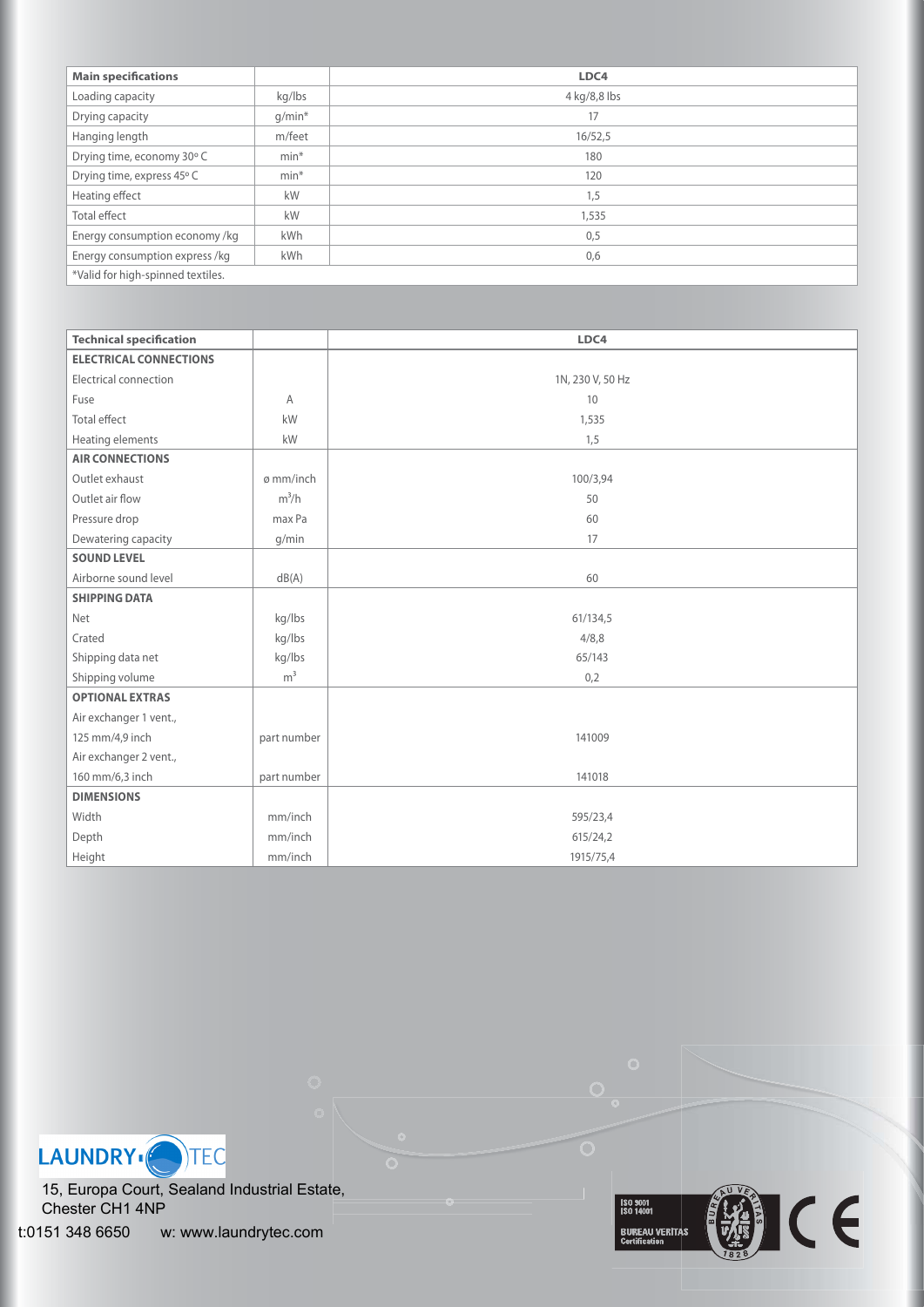| Main specifications | | LDC4 |
|---|---|---|
| Loading capacity | kg/lbs | 4 kg/8,8 lbs |
| Drying capacity | g/min* | 17 |
| Hanging length | m/feet | 16/52,5 |
| Drying time, economy 30º C | min* | 180 |
| Drying time, express 45º C | min* | 120 |
| Heating effect | kW | 1,5 |
| Total effect | kW | 1,535 |
| Energy consumption economy /kg | kWh | 0,5 |
| Energy consumption express /kg | kWh | 0,6 |
| *Valid for high-spinned textiles. | | |

| Technical specification | | LDC4 |
|---|---|---|
| **ELECTRICAL CONNECTIONS** | | |
| Electrical connection | | 1N, 230 V, 50 Hz |
| Fuse | A | 10 |
| Total effect | kW | 1,535 |
| Heating elements | kW | 1,5 |
| **AIR CONNECTIONS** | | |
| Outlet exhaust | ø mm/inch | 100/3,94 |
| Outlet air flow | $m^3/h$ | 50 |
| Pressure drop | max Pa | 60 |
| Dewatering capacity | g/min | 17 |
| **SOUND LEVEL** | | |
| Airborne sound level | dB(A) | 60 |
| **SHIPPING DATA** | | |
| Net | kg/lbs | 61/134,5 |
| Crated | kg/lbs | 4/8,8 |
| Shipping data net | kg/lbs | 65/143 |
| Shipping volume | $m^3$ | 0,2 |
| **OPTIONAL EXTRAS** | | |
| Air exchanger 1 vent., 125 mm/4,9 inch | part number | 141009 |
| Air exchanger 2 vent., 160 mm/6,3 inch | part number | 141018 |
| **DIMENSIONS** | | |
| Width | mm/inch | 595/23,4 |
| Depth | mm/inch | 615/24,2 |
| Height | mm/inch | 1915/75,4 |

LAUNDRY TEC

15, Europa Court, Sealand Industrial Estate,
Chester CH1 4NP

t:0151 348 6650 w: www.laundrytec.com

ISO 9001
ISO 14001
BUREAU VERITAS Certification

CE